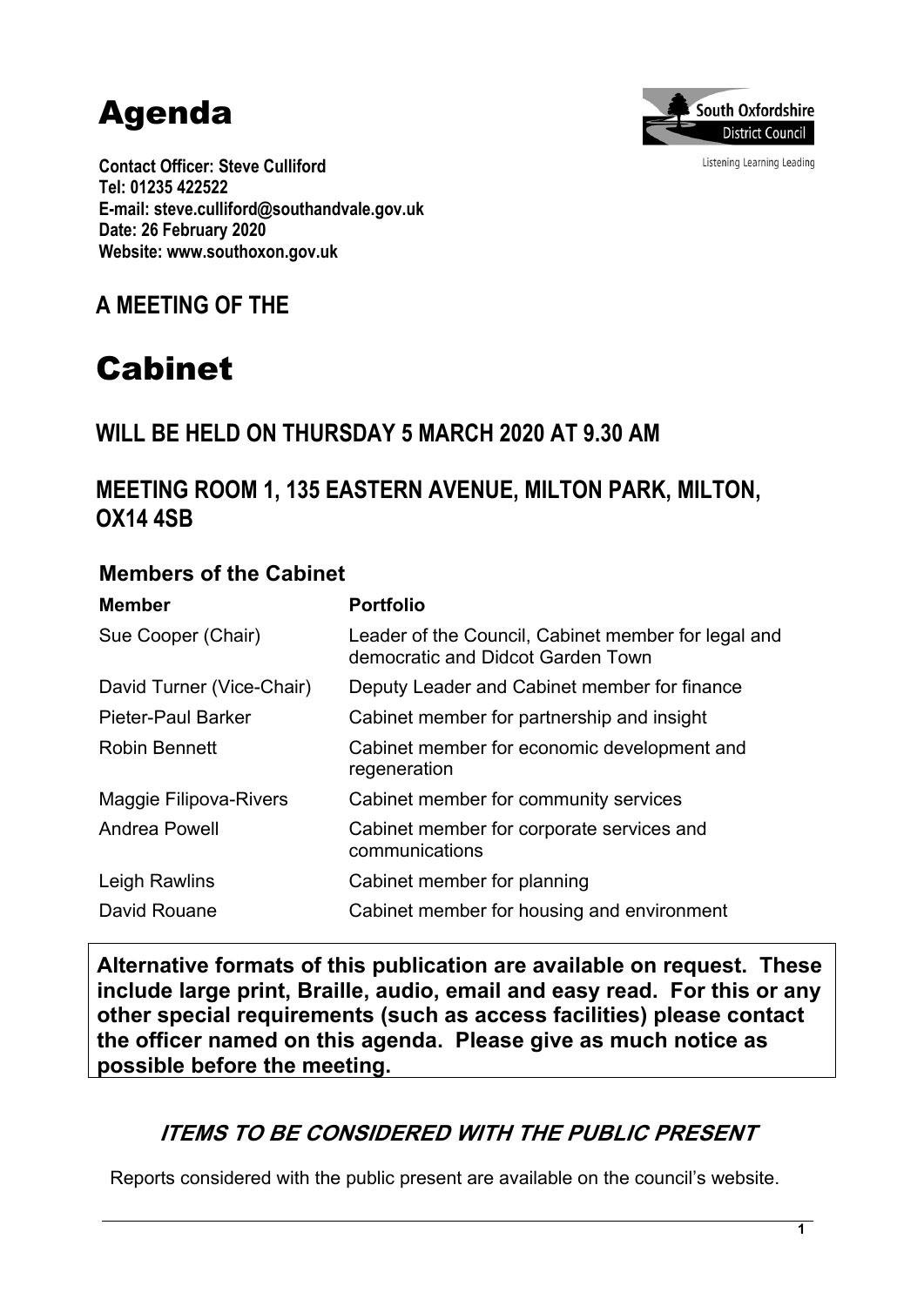# Agenda

South Oxfordshire District Council

Listening Learning Leading

**Contact Officer: Steve Culliford**
**Tel: 01235 422522**
**E-mail: steve.culliford@southandvale.gov.uk**
**Date: 26 February 2020**
**Website: www.southoxon.gov.uk**

## A MEETING OF THE

# Cabinet

## WILL BE HELD ON THURSDAY 5 MARCH 2020 AT 9.30 AM

## MEETING ROOM 1, 135 EASTERN AVENUE, MILTON PARK, MILTON, OX14 4SB

### Members of the Cabinet

| Member | Portfolio |
| --- | --- |
| Sue Cooper (Chair) | Leader of the Council, Cabinet member for legal and democratic and Didcot Garden Town |
| David Turner (Vice-Chair) | Deputy Leader and Cabinet member for finance |
| Pieter-Paul Barker | Cabinet member for partnership and insight |
| Robin Bennett | Cabinet member for economic development and regeneration |
| Maggie Filipova-Rivers | Cabinet member for community services |
| Andrea Powell | Cabinet member for corporate services and communications |
| Leigh Rawlins | Cabinet member for planning |
| David Rouane | Cabinet member for housing and environment |

**Alternative formats of this publication are available on request. These include large print, Braille, audio, email and easy read. For this or any other special requirements (such as access facilities) please contact the officer named on this agenda. Please give as much notice as possible before the meeting.**

### *ITEMS TO BE CONSIDERED WITH THE PUBLIC PRESENT*

Reports considered with the public present are available on the council's website.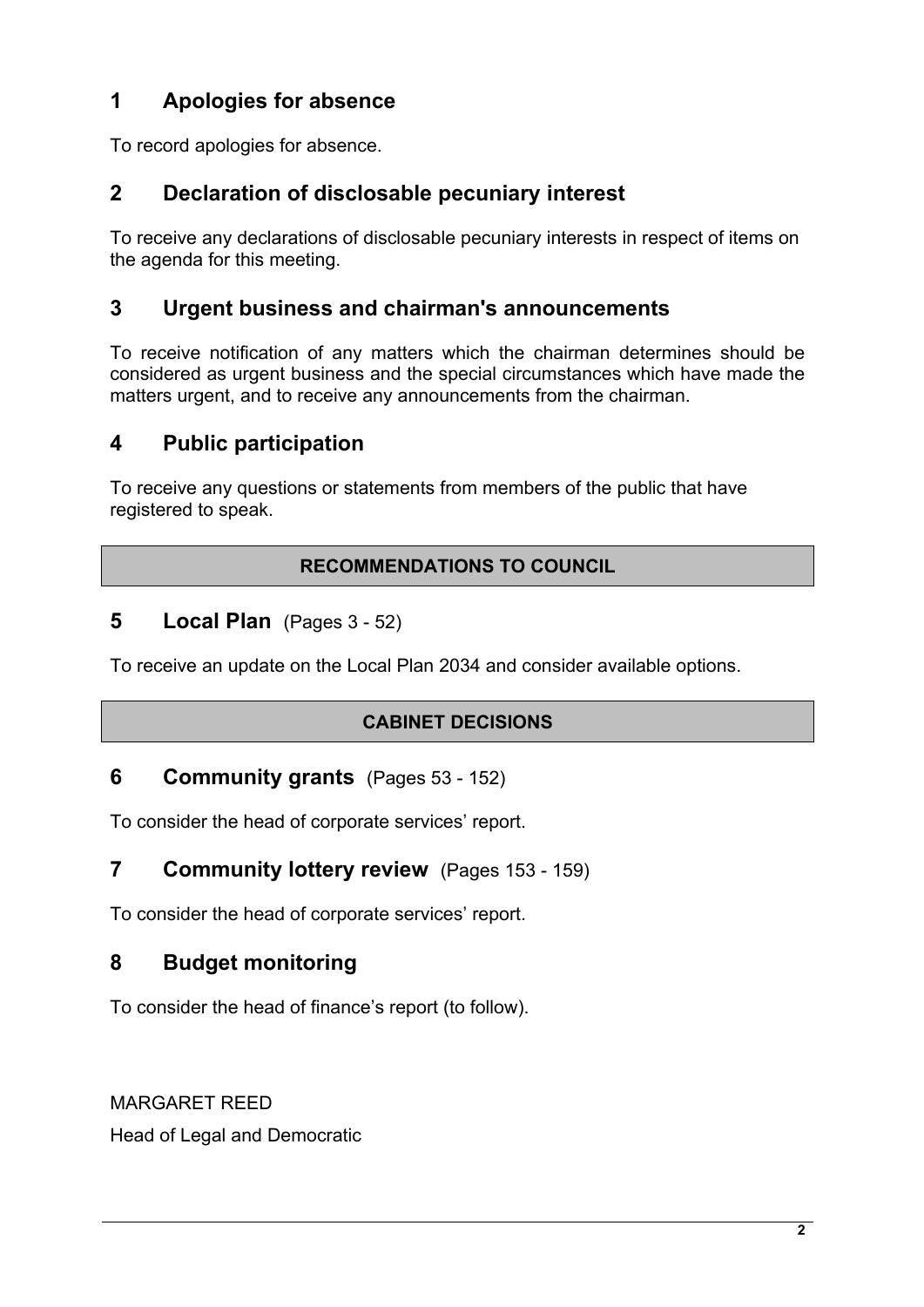## 1 Apologies for absence

To record apologies for absence.

## 2 Declaration of disclosable pecuniary interest

To receive any declarations of disclosable pecuniary interests in respect of items on the agenda for this meeting.

## 3 Urgent business and chairman's announcements

To receive notification of any matters which the chairman determines should be considered as urgent business and the special circumstances which have made the matters urgent, and to receive any announcements from the chairman.

## 4 Public participation

To receive any questions or statements from members of the public that have registered to speak.

**RECOMMENDATIONS TO COUNCIL**

## 5 Local Plan (Pages 3 - 52)

To receive an update on the Local Plan 2034 and consider available options.

**CABINET DECISIONS**

## 6 Community grants (Pages 53 - 152)

To consider the head of corporate services' report.

## 7 Community lottery review (Pages 153 - 159)

To consider the head of corporate services' report.

## 8 Budget monitoring

To consider the head of finance's report (to follow).

MARGARET REED

Head of Legal and Democratic